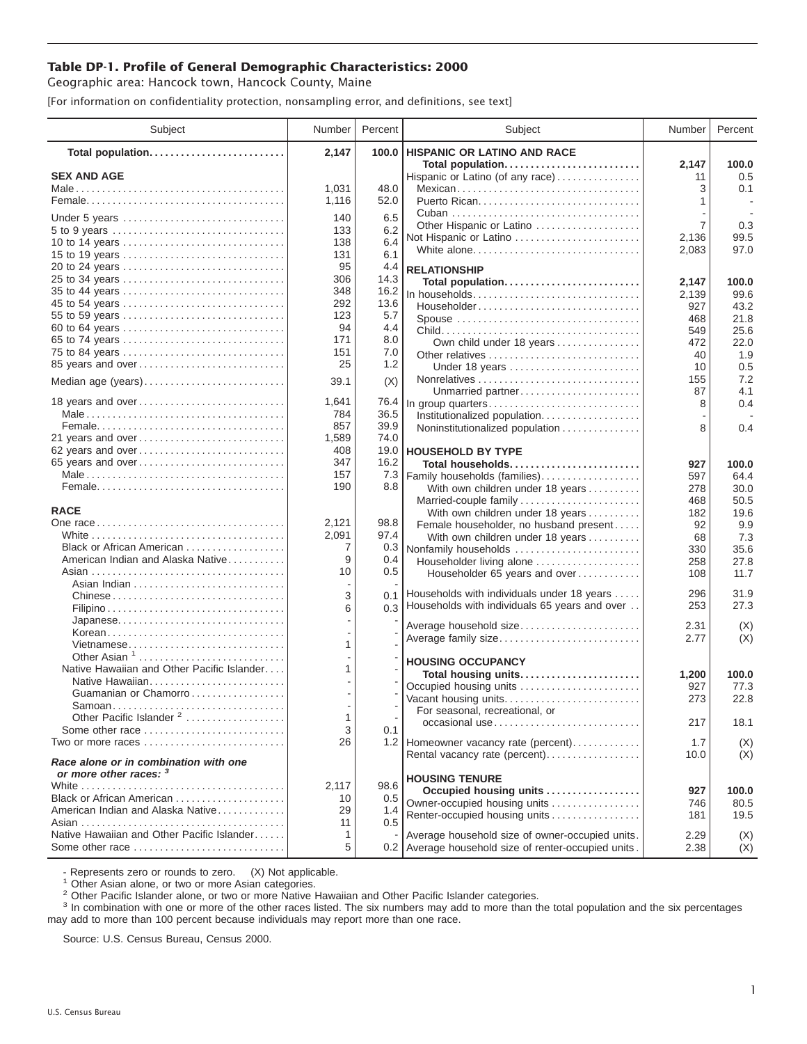# Table DP-1. Profile of General Demographic Characteristics: 2000

Geographic area: Hancock town, Hancock County, Maine

[For information on confidentiality protection, nonsampling error, and definitions, see text]

| Subject | Number | Percent |
|---|---|---|
| **Total population** | **2,147** | **100.0** |
| **SEX AND AGE** | | |
| Male | 1,031 | 48.0 |
| Female | 1,116 | 52.0 |
| Under 5 years | 140 | 6.5 |
| 5 to 9 years | 133 | 6.2 |
| 10 to 14 years | 138 | 6.4 |
| 15 to 19 years | 131 | 6.1 |
| 20 to 24 years | 95 | 4.4 |
| 25 to 34 years | 306 | 14.3 |
| 35 to 44 years | 348 | 16.2 |
| 45 to 54 years | 292 | 13.6 |
| 55 to 59 years | 123 | 5.7 |
| 60 to 64 years | 94 | 4.4 |
| 65 to 74 years | 171 | 8.0 |
| 75 to 84 years | 151 | 7.0 |
| 85 years and over | 25 | 1.2 |
| Median age (years) | 39.1 | (X) |
| 18 years and over | 1,641 | 76.4 |
| Male | 784 | 36.5 |
| Female | 857 | 39.9 |
| 21 years and over | 1,589 | 74.0 |
| 62 years and over | 408 | 19.0 |
| 65 years and over | 347 | 16.2 |
| Male | 157 | 7.3 |
| Female | 190 | 8.8 |
| **RACE** | | |
| One race | 2,121 | 98.8 |
| White | 2,091 | 97.4 |
| Black or African American | 7 | 0.3 |
| American Indian and Alaska Native | 9 | 0.4 |
| Asian | 10 | 0.5 |
| Asian Indian | - | - |
| Chinese | 3 | 0.1 |
| Filipino | 6 | 0.3 |
| Japanese | - | - |
| Korean | - | - |
| Vietnamese | 1 | - |
| Other Asian [1] | - | - |
| Native Hawaiian and Other Pacific Islander | 1 | - |
| Native Hawaiian | - | - |
| Guamanian or Chamorro | - | - |
| Samoan | - | - |
| Other Pacific Islander [2] | 1 | - |
| Some other race | 3 | 0.1 |
| Two or more races | 26 | 1.2 |
| ***Race alone or in combination with one or more other races:*** [3] | | |
| White | 2,117 | 98.6 |
| Black or African American | 10 | 0.5 |
| American Indian and Alaska Native | 29 | 1.4 |
| Asian | 11 | 0.5 |
| Native Hawaiian and Other Pacific Islander | 1 | - |
| Some other race | 5 | 0.2 |
| **HISPANIC OR LATINO AND RACE** | | |
| **Total population** | **2,147** | **100.0** |
| Hispanic or Latino (of any race) | 11 | 0.5 |
| Mexican | 3 | 0.1 |
| Puerto Rican | 1 | - |
| Cuban | - | - |
| Other Hispanic or Latino | 7 | 0.3 |
| Not Hispanic or Latino | 2,136 | 99.5 |
| White alone | 2,083 | 97.0 |
| **RELATIONSHIP** | | |
| **Total population** | **2,147** | **100.0** |
| In households | 2,139 | 99.6 |
| Householder | 927 | 43.2 |
| Spouse | 468 | 21.8 |
| Child | 549 | 25.6 |
| Own child under 18 years | 472 | 22.0 |
| Other relatives | 40 | 1.9 |
| Under 18 years | 10 | 0.5 |
| Nonrelatives | 155 | 7.2 |
| Unmarried partner | 87 | 4.1 |
| In group quarters | 8 | 0.4 |
| Institutionalized population | - | - |
| Noninstitutionalized population | 8 | 0.4 |
| **HOUSEHOLD BY TYPE** | | |
| **Total households** | **927** | **100.0** |
| Family households (families) | 597 | 64.4 |
| With own children under 18 years | 278 | 30.0 |
| Married-couple family | 468 | 50.5 |
| With own children under 18 years | 182 | 19.6 |
| Female householder, no husband present | 92 | 9.9 |
| With own children under 18 years | 68 | 7.3 |
| Nonfamily households | 330 | 35.6 |
| Householder living alone | 258 | 27.8 |
| Householder 65 years and over | 108 | 11.7 |
| Households with individuals under 18 years | 296 | 31.9 |
| Households with individuals 65 years and over | 253 | 27.3 |
| Average household size | 2.31 | (X) |
| Average family size | 2.77 | (X) |
| **HOUSING OCCUPANCY** | | |
| **Total housing units** | **1,200** | **100.0** |
| Occupied housing units | 927 | 77.3 |
| Vacant housing units | 273 | 22.8 |
| For seasonal, recreational, or occasional use | 217 | 18.1 |
| Homeowner vacancy rate (percent) | 1.7 | (X) |
| Rental vacancy rate (percent) | 10.0 | (X) |
| **HOUSING TENURE** | | |
| **Occupied housing units** | **927** | **100.0** |
| Owner-occupied housing units | 746 | 80.5 |
| Renter-occupied housing units | 181 | 19.5 |
| Average household size of owner-occupied units | 2.29 | (X) |
| Average household size of renter-occupied units | 2.38 | (X) |

- Represents zero or rounds to zero. (X) Not applicable.

[1] Other Asian alone, or two or more Asian categories.

[2] Other Pacific Islander alone, or two or more Native Hawaiian and Other Pacific Islander categories.

[3] In combination with one or more of the other races listed. The six numbers may add to more than the total population and the six percentages may add to more than 100 percent because individuals may report more than one race.

Source: U.S. Census Bureau, Census 2000.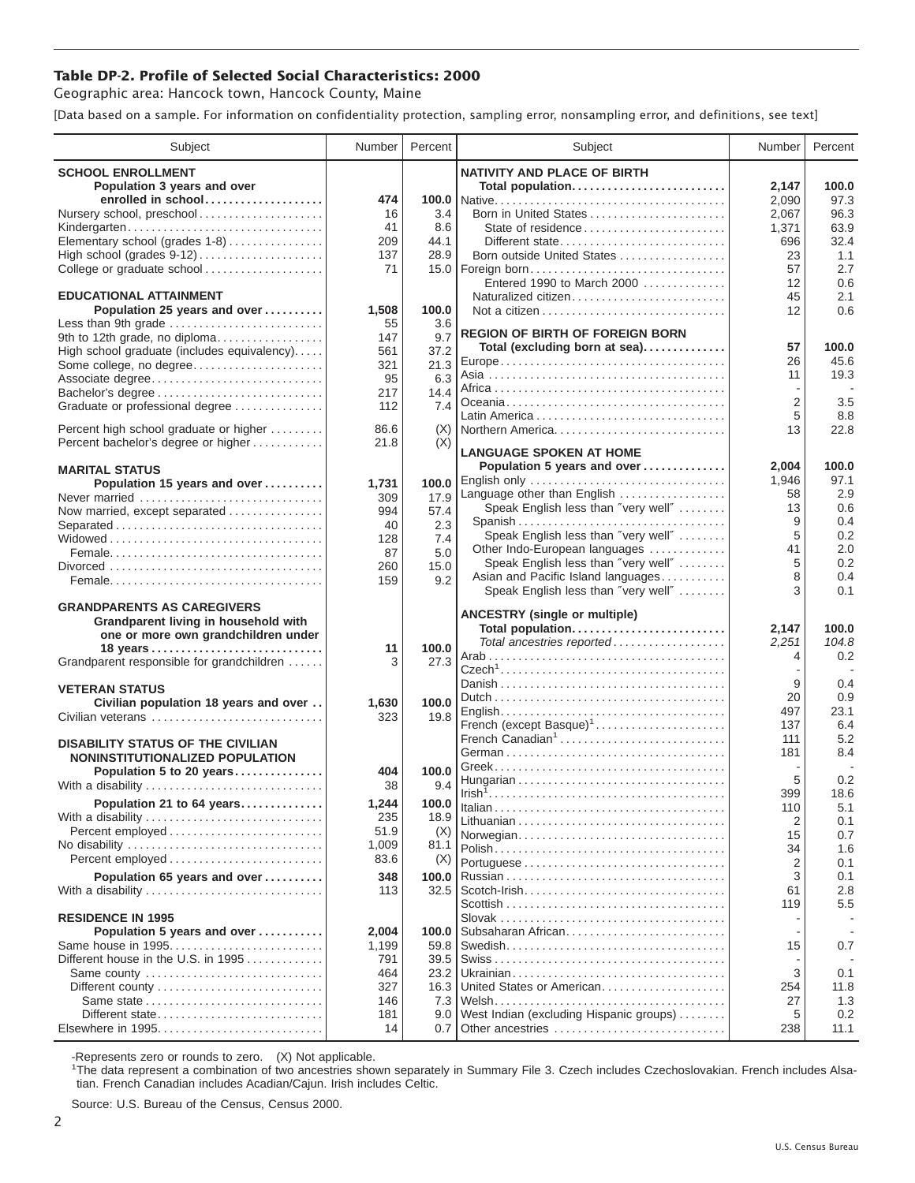**Table DP-2. Profile of Selected Social Characteristics: 2000**

Geographic area: Hancock town, Hancock County, Maine

[Data based on a sample. For information on confidentiality protection, sampling error, nonsampling error, and definitions, see text]

| Subject | Number | Percent |
|---|---|---|
| **SCHOOL ENROLLMENT** | | |
| **Population 3 years and over enrolled in school** | **474** | **100.0** |
| Nursery school, preschool | 16 | 3.4 |
| Kindergarten | 41 | 8.6 |
| Elementary school (grades 1-8) | 209 | 44.1 |
| High school (grades 9-12) | 137 | 28.9 |
| College or graduate school | 71 | 15.0 |
| **EDUCATIONAL ATTAINMENT** | | |
| **Population 25 years and over** | **1,508** | **100.0** |
| Less than 9th grade | 55 | 3.6 |
| 9th to 12th grade, no diploma | 147 | 9.7 |
| High school graduate (includes equivalency) | 561 | 37.2 |
| Some college, no degree | 321 | 21.3 |
| Associate degree | 95 | 6.3 |
| Bachelor's degree | 217 | 14.4 |
| Graduate or professional degree | 112 | 7.4 |
| Percent high school graduate or higher | 86.6 | (X) |
| Percent bachelor's degree or higher | 21.8 | (X) |
| **MARITAL STATUS** | | |
| **Population 15 years and over** | **1,731** | **100.0** |
| Never married | 309 | 17.9 |
| Now married, except separated | 994 | 57.4 |
| Separated | 40 | 2.3 |
| Widowed | 128 | 7.4 |
| Female | 87 | 5.0 |
| Divorced | 260 | 15.0 |
| Female | 159 | 9.2 |
| **GRANDPARENTS AS CAREGIVERS** | | |
| **Grandparent living in household with one or more own grandchildren under 18 years** | **11** | **100.0** |
| Grandparent responsible for grandchildren | 3 | 27.3 |
| **VETERAN STATUS** | | |
| **Civilian population 18 years and over** | **1,630** | **100.0** |
| Civilian veterans | 323 | 19.8 |
| **DISABILITY STATUS OF THE CIVILIAN NONINSTITUTIONALIZED POPULATION** | | |
| **Population 5 to 20 years** | **404** | **100.0** |
| With a disability | 38 | 9.4 |
| **Population 21 to 64 years** | **1,244** | **100.0** |
| With a disability | 235 | 18.9 |
| Percent employed | 51.9 | (X) |
| No disability | 1,009 | 81.1 |
| Percent employed | 83.6 | (X) |
| **Population 65 years and over** | **348** | **100.0** |
| With a disability | 113 | 32.5 |
| **RESIDENCE IN 1995** | | |
| **Population 5 years and over** | **2,004** | **100.0** |
| Same house in 1995 | 1,199 | 59.8 |
| Different house in the U.S. in 1995 | 791 | 39.5 |
| Same county | 464 | 23.2 |
| Different county | 327 | 16.3 |
| Same state | 146 | 7.3 |
| Different state | 181 | 9.0 |
| Elsewhere in 1995 | 14 | 0.7 |

| Subject | Number | Percent |
|---|---|---|
| **NATIVITY AND PLACE OF BIRTH** | | |
| **Total population** | **2,147** | **100.0** |
| Native | 2,090 | 97.3 |
| Born in United States | 2,067 | 96.3 |
| State of residence | 1,371 | 63.9 |
| Different state | 696 | 32.4 |
| Born outside United States | 23 | 1.1 |
| Foreign born | 57 | 2.7 |
| Entered 1990 to March 2000 | 12 | 0.6 |
| Naturalized citizen | 45 | 2.1 |
| Not a citizen | 12 | 0.6 |
| **REGION OF BIRTH OF FOREIGN BORN** | | |
| **Total (excluding born at sea)** | **57** | **100.0** |
| Europe | 26 | 45.6 |
| Asia | 11 | 19.3 |
| Africa | - | - |
| Oceania | 2 | 3.5 |
| Latin America | 5 | 8.8 |
| Northern America | 13 | 22.8 |
| **LANGUAGE SPOKEN AT HOME** | | |
| **Population 5 years and over** | **2,004** | **100.0** |
| English only | 1,946 | 97.1 |
| Language other than English | 58 | 2.9 |
| Speak English less than "very well" | 13 | 0.6 |
| Spanish | 9 | 0.4 |
| Speak English less than "very well" | 5 | 0.2 |
| Other Indo-European languages | 41 | 2.0 |
| Speak English less than "very well" | 5 | 0.2 |
| Asian and Pacific Island languages | 8 | 0.4 |
| Speak English less than "very well" | 3 | 0.1 |
| **ANCESTRY (single or multiple)** | | |
| **Total population** | **2,147** | **100.0** |
| *Total ancestries reported* | *2,251* | *104.8* |
| Arab | 4 | 0.2 |
| Czech[1] | - | - |
| Danish | 9 | 0.4 |
| Dutch | 20 | 0.9 |
| English | 497 | 23.1 |
| French (except Basque)[1] | 137 | 6.4 |
| French Canadian[1] | 111 | 5.2 |
| German | 181 | 8.4 |
| Greek | - | - |
| Hungarian | 5 | 0.2 |
| Irish[1] | 399 | 18.6 |
| Italian | 110 | 5.1 |
| Lithuanian | 2 | 0.1 |
| Norwegian | 15 | 0.7 |
| Polish | 34 | 1.6 |
| Portuguese | 2 | 0.1 |
| Russian | 3 | 0.1 |
| Scotch-Irish | 61 | 2.8 |
| Scottish | 119 | 5.5 |
| Slovak | - | - |
| Subsaharan African | - | - |
| Swedish | 15 | 0.7 |
| Swiss | - | - |
| Ukrainian | 3 | 0.1 |
| United States or American | 254 | 11.8 |
| Welsh | 27 | 1.3 |
| West Indian (excluding Hispanic groups) | 5 | 0.2 |
| Other ancestries | 238 | 11.1 |

-Represents zero or rounds to zero. (X) Not applicable.

[1]The data represent a combination of two ancestries shown separately in Summary File 3. Czech includes Czechoslovakian. French includes Alsatian. French Canadian includes Acadian/Cajun. Irish includes Celtic.

Source: U.S. Bureau of the Census, Census 2000.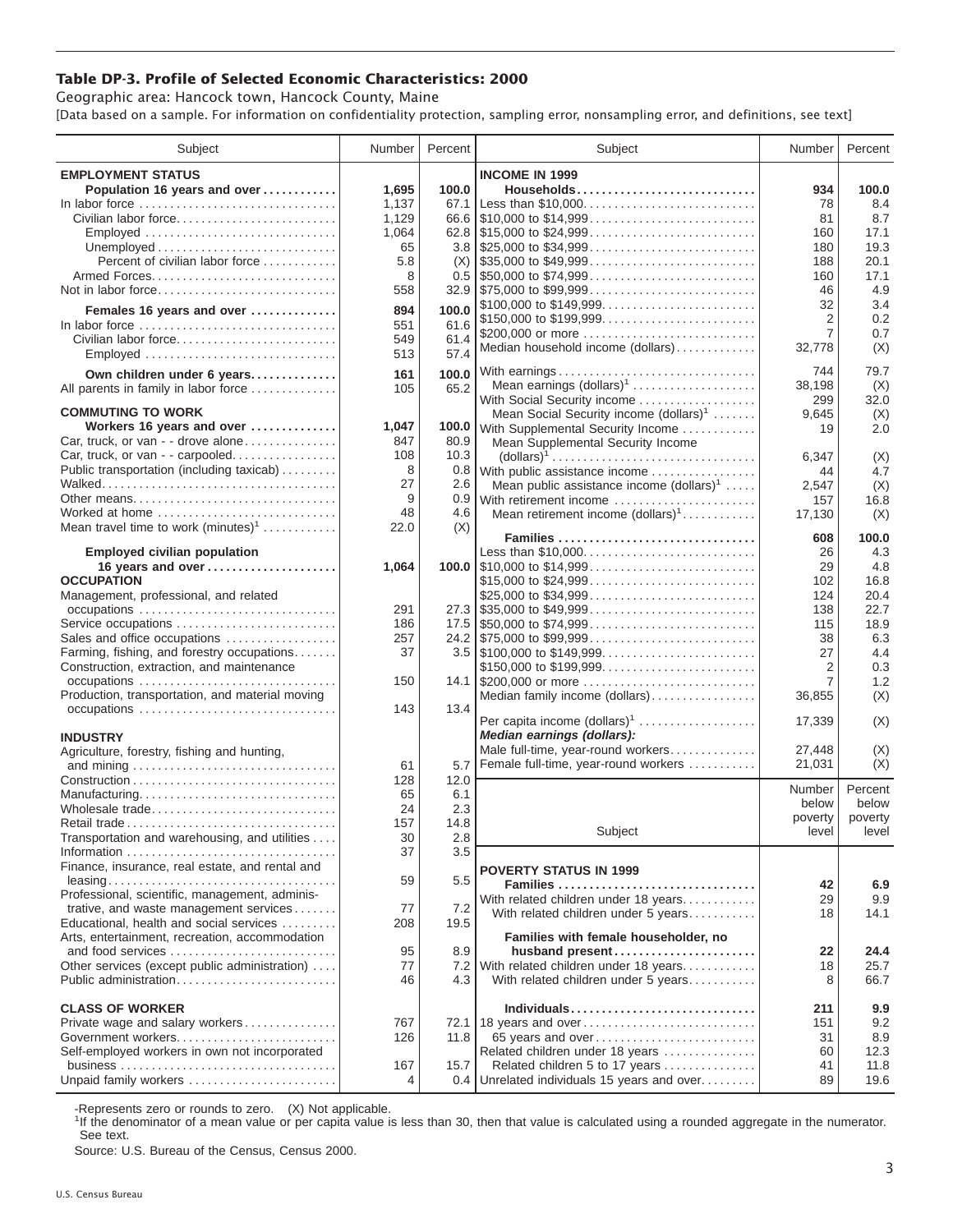## Table DP-3. Profile of Selected Economic Characteristics: 2000

Geographic area: Hancock town, Hancock County, Maine

[Data based on a sample. For information on confidentiality protection, sampling error, nonsampling error, and definitions, see text]

| Subject | Number | Percent |
|---|---|---|
| **EMPLOYMENT STATUS** | | |
| **Population 16 years and over** | **1,695** | **100.0** |
| In labor force | 1,137 | 67.1 |
| Civilian labor force | 1,129 | 66.6 |
| Employed | 1,064 | 62.8 |
| Unemployed | 65 | 3.8 |
| Percent of civilian labor force | 5.8 | (X) |
| Armed Forces | 8 | 0.5 |
| Not in labor force | 558 | 32.9 |
| **Females 16 years and over** | **894** | **100.0** |
| In labor force | 551 | 61.6 |
| Civilian labor force | 549 | 61.4 |
| Employed | 513 | 57.4 |
| **Own children under 6 years** | **161** | **100.0** |
| All parents in family in labor force | 105 | 65.2 |
| **COMMUTING TO WORK** | | |
| **Workers 16 years and over** | **1,047** | **100.0** |
| Car, truck, or van - - drove alone | 847 | 80.9 |
| Car, truck, or van - - carpooled | 108 | 10.3 |
| Public transportation (including taxicab) | 8 | 0.8 |
| Walked | 27 | 2.6 |
| Other means | 9 | 0.9 |
| Worked at home | 48 | 4.6 |
| Mean travel time to work (minutes)[1] | 22.0 | (X) |
| **Employed civilian population 16 years and over** | **1,064** | **100.0** |
| **OCCUPATION** | | |
| Management, professional, and related occupations | 291 | 27.3 |
| Service occupations | 186 | 17.5 |
| Sales and office occupations | 257 | 24.2 |
| Farming, fishing, and forestry occupations | 37 | 3.5 |
| Construction, extraction, and maintenance occupations | 150 | 14.1 |
| Production, transportation, and material moving occupations | 143 | 13.4 |
| **INDUSTRY** | | |
| Agriculture, forestry, fishing and hunting, and mining | 61 | 5.7 |
| Construction | 128 | 12.0 |
| Manufacturing | 65 | 6.1 |
| Wholesale trade | 24 | 2.3 |
| Retail trade | 157 | 14.8 |
| Transportation and warehousing, and utilities | 30 | 2.8 |
| Information | 37 | 3.5 |
| Finance, insurance, real estate, and rental and leasing | 59 | 5.5 |
| Professional, scientific, management, administrative, and waste management services | 77 | 7.2 |
| Educational, health and social services | 208 | 19.5 |
| Arts, entertainment, recreation, accommodation and food services | 95 | 8.9 |
| Other services (except public administration) | 77 | 7.2 |
| Public administration | 46 | 4.3 |
| **CLASS OF WORKER** | | |
| Private wage and salary workers | 767 | 72.1 |
| Government workers | 126 | 11.8 |
| Self-employed workers in own not incorporated business | 167 | 15.7 |
| Unpaid family workers | 4 | 0.4 |

| Subject | Number | Percent |
|---|---|---|
| **INCOME IN 1999** | | |
| **Households** | **934** | **100.0** |
| Less than $10,000 | 78 | 8.4 |
| $10,000 to $14,999 | 81 | 8.7 |
| $15,000 to $24,999 | 160 | 17.1 |
| $25,000 to $34,999 | 180 | 19.3 |
| $35,000 to $49,999 | 188 | 20.1 |
| $50,000 to $74,999 | 160 | 17.1 |
| $75,000 to $99,999 | 46 | 4.9 |
| $100,000 to $149,999 | 32 | 3.4 |
| $150,000 to $199,999 | 2 | 0.2 |
| $200,000 or more | 7 | 0.7 |
| Median household income (dollars) | 32,778 | (X) |
| With earnings | 744 | 79.7 |
| Mean earnings (dollars)[1] | 38,198 | (X) |
| With Social Security income | 299 | 32.0 |
| Mean Social Security income (dollars)[1] | 9,645 | (X) |
| With Supplemental Security Income | 19 | 2.0 |
| Mean Supplemental Security Income (dollars)[1] | 6,347 | (X) |
| With public assistance income | 44 | 4.7 |
| Mean public assistance income (dollars)[1] | 2,547 | (X) |
| With retirement income | 157 | 16.8 |
| Mean retirement income (dollars)[1] | 17,130 | (X) |
| **Families** | **608** | **100.0** |
| Less than $10,000 | 26 | 4.3 |
| $10,000 to $14,999 | 29 | 4.8 |
| $15,000 to $24,999 | 102 | 16.8 |
| $25,000 to $34,999 | 124 | 20.4 |
| $35,000 to $49,999 | 138 | 22.7 |
| $50,000 to $74,999 | 115 | 18.9 |
| $75,000 to $99,999 | 38 | 6.3 |
| $100,000 to $149,999 | 27 | 4.4 |
| $150,000 to $199,999 | 2 | 0.3 |
| $200,000 or more | 7 | 1.2 |
| Median family income (dollars) | 36,855 | (X) |
| Per capita income (dollars)[1] | 17,339 | (X) |
| ***Median earnings (dollars):*** | | |
| Male full-time, year-round workers | 27,448 | (X) |
| Female full-time, year-round workers | 21,031 | (X) |

| Subject | Number below poverty level | Percent below poverty level |
|---|---|---|
| **POVERTY STATUS IN 1999** | | |
| **Families** | **42** | **6.9** |
| With related children under 18 years | 29 | 9.9 |
| With related children under 5 years | 18 | 14.1 |
| **Families with female householder, no husband present** | **22** | **24.4** |
| With related children under 18 years | 18 | 25.7 |
| With related children under 5 years | 8 | 66.7 |
| **Individuals** | **211** | **9.9** |
| 18 years and over | 151 | 9.2 |
| 65 years and over | 31 | 8.9 |
| Related children under 18 years | 60 | 12.3 |
| Related children 5 to 17 years | 41 | 11.8 |
| Unrelated individuals 15 years and over | 89 | 19.6 |

-Represents zero or rounds to zero. (X) Not applicable.

[1]If the denominator of a mean value or per capita value is less than 30, then that value is calculated using a rounded aggregate in the numerator. See text.

Source: U.S. Bureau of the Census, Census 2000.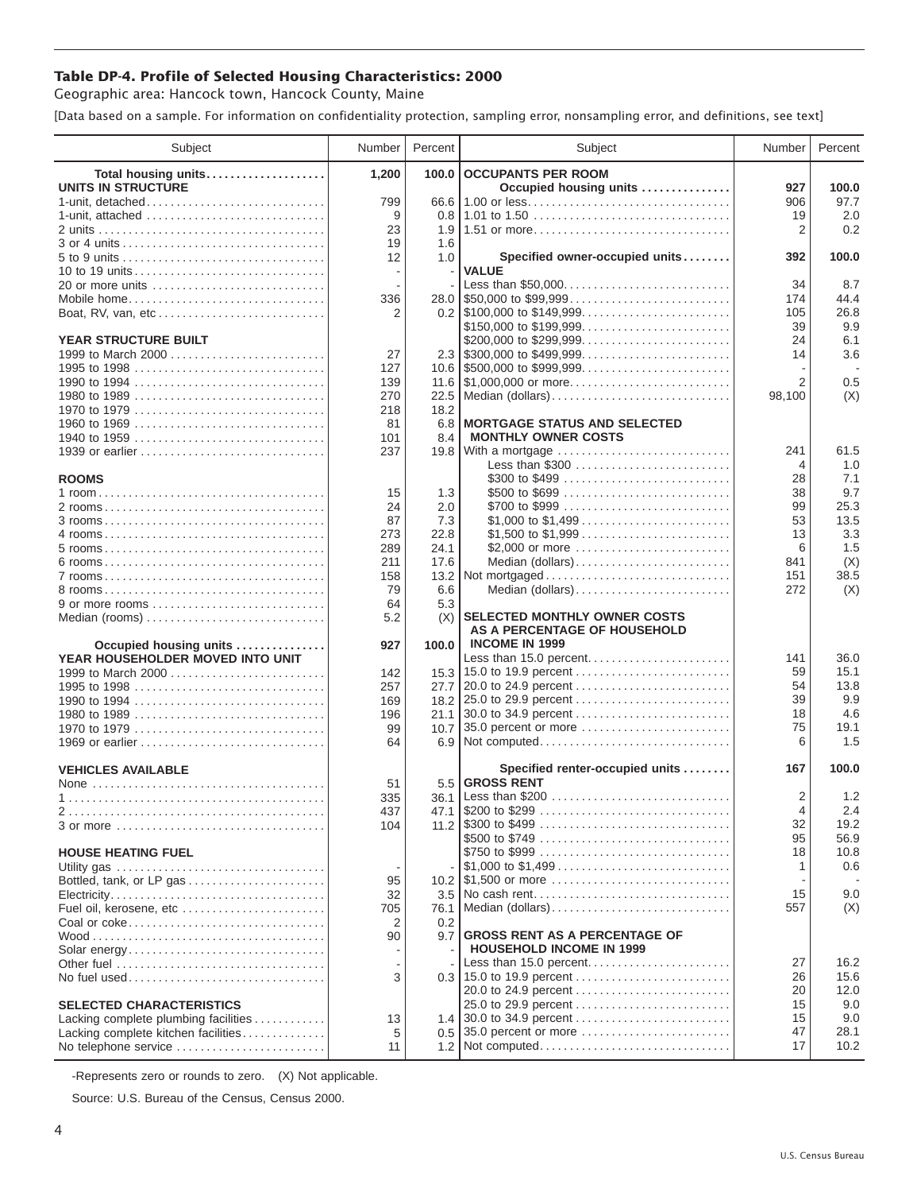## Table DP-4. Profile of Selected Housing Characteristics: 2000

Geographic area: Hancock town, Hancock County, Maine

[Data based on a sample. For information on confidentiality protection, sampling error, nonsampling error, and definitions, see text]

| Subject | Number | Percent | Subject | Number | Percent |
|---|---|---|---|---|---|
| **Total housing units** | **1,200** | **100.0** | **OCCUPANTS PER ROOM** | | |
| **UNITS IN STRUCTURE** | | | **Occupied housing units** | **927** | **100.0** |
| 1-unit, detached | 799 | 66.6 | 1.00 or less | 906 | 97.7 |
| 1-unit, attached | 9 | 0.8 | 1.01 to 1.50 | 19 | 2.0 |
| 2 units | 23 | 1.9 | 1.51 or more | 2 | 0.2 |
| 3 or 4 units | 19 | 1.6 | | | |
| 5 to 9 units | 12 | 1.0 | **Specified owner-occupied units** | **392** | **100.0** |
| 10 to 19 units | - | - | **VALUE** | | |
| 20 or more units | - | - | Less than $50,000 | 34 | 8.7 |
| Mobile home | 336 | 28.0 | $50,000 to $99,999 | 174 | 44.4 |
| Boat, RV, van, etc | 2 | 0.2 | $100,000 to $149,999 | 105 | 26.8 |
| | | | $150,000 to $199,999 | 39 | 9.9 |
| **YEAR STRUCTURE BUILT** | | | $200,000 to $299,999 | 24 | 6.1 |
| 1999 to March 2000 | 27 | 2.3 | $300,000 to $499,999 | 14 | 3.6 |
| 1995 to 1998 | 127 | 10.6 | $500,000 to $999,999 | - | - |
| 1990 to 1994 | 139 | 11.6 | $1,000,000 or more | 2 | 0.5 |
| 1980 to 1989 | 270 | 22.5 | Median (dollars) | 98,100 | (X) |
| 1970 to 1979 | 218 | 18.2 | | | |
| 1960 to 1969 | 81 | 6.8 | **MORTGAGE STATUS AND SELECTED** | | |
| 1940 to 1959 | 101 | 8.4 | **MONTHLY OWNER COSTS** | | |
| 1939 or earlier | 237 | 19.8 | With a mortgage | 241 | 61.5 |
| | | | Less than $300 | 4 | 1.0 |
| **ROOMS** | | | $300 to $499 | 28 | 7.1 |
| 1 room | 15 | 1.3 | $500 to $699 | 38 | 9.7 |
| 2 rooms | 24 | 2.0 | $700 to $999 | 99 | 25.3 |
| 3 rooms | 87 | 7.3 | $1,000 to $1,499 | 53 | 13.5 |
| 4 rooms | 273 | 22.8 | $1,500 to $1,999 | 13 | 3.3 |
| 5 rooms | 289 | 24.1 | $2,000 or more | 6 | 1.5 |
| 6 rooms | 211 | 17.6 | Median (dollars) | 841 | (X) |
| 7 rooms | 158 | 13.2 | Not mortgaged | 151 | 38.5 |
| 8 rooms | 79 | 6.6 | Median (dollars) | 272 | (X) |
| 9 or more rooms | 64 | 5.3 | | | |
| Median (rooms) | 5.2 | (X) | **SELECTED MONTHLY OWNER COSTS AS A PERCENTAGE OF HOUSEHOLD INCOME IN 1999** | | |
| **Occupied housing units** | **927** | **100.0** | | | |
| **YEAR HOUSEHOLDER MOVED INTO UNIT** | | | Less than 15.0 percent | 141 | 36.0 |
| 1999 to March 2000 | 142 | 15.3 | 15.0 to 19.9 percent | 59 | 15.1 |
| 1995 to 1998 | 257 | 27.7 | 20.0 to 24.9 percent | 54 | 13.8 |
| 1990 to 1994 | 169 | 18.2 | 25.0 to 29.9 percent | 39 | 9.9 |
| 1980 to 1989 | 196 | 21.1 | 30.0 to 34.9 percent | 18 | 4.6 |
| 1970 to 1979 | 99 | 10.7 | 35.0 percent or more | 75 | 19.1 |
| 1969 or earlier | 64 | 6.9 | Not computed | 6 | 1.5 |
| | | | | | |
| **VEHICLES AVAILABLE** | | | **Specified renter-occupied units** | **167** | **100.0** |
| None | 51 | 5.5 | **GROSS RENT** | | |
| 1 | 335 | 36.1 | Less than $200 | 2 | 1.2 |
| 2 | 437 | 47.1 | $200 to $299 | 4 | 2.4 |
| 3 or more | 104 | 11.2 | $300 to $499 | 32 | 19.2 |
| | | | $500 to $749 | 95 | 56.9 |
| **HOUSE HEATING FUEL** | | | $750 to $999 | 18 | 10.8 |
| Utility gas | - | - | $1,000 to $1,499 | 1 | 0.6 |
| Bottled, tank, or LP gas | 95 | 10.2 | $1,500 or more | - | - |
| Electricity | 32 | 3.5 | No cash rent | 15 | 9.0 |
| Fuel oil, kerosene, etc | 705 | 76.1 | Median (dollars) | 557 | (X) |
| Coal or coke | 2 | 0.2 | | | |
| Wood | 90 | 9.7 | **GROSS RENT AS A PERCENTAGE OF HOUSEHOLD INCOME IN 1999** | | |
| Solar energy | - | - | | | |
| Other fuel | - | - | Less than 15.0 percent | 27 | 16.2 |
| No fuel used | 3 | 0.3 | 15.0 to 19.9 percent | 26 | 15.6 |
| | | | 20.0 to 24.9 percent | 20 | 12.0 |
| **SELECTED CHARACTERISTICS** | | | 25.0 to 29.9 percent | 15 | 9.0 |
| Lacking complete plumbing facilities | 13 | 1.4 | 30.0 to 34.9 percent | 15 | 9.0 |
| Lacking complete kitchen facilities | 5 | 0.5 | 35.0 percent or more | 47 | 28.1 |
| No telephone service | 11 | 1.2 | Not computed | 17 | 10.2 |

-Represents zero or rounds to zero. (X) Not applicable.

Source: U.S. Bureau of the Census, Census 2000.